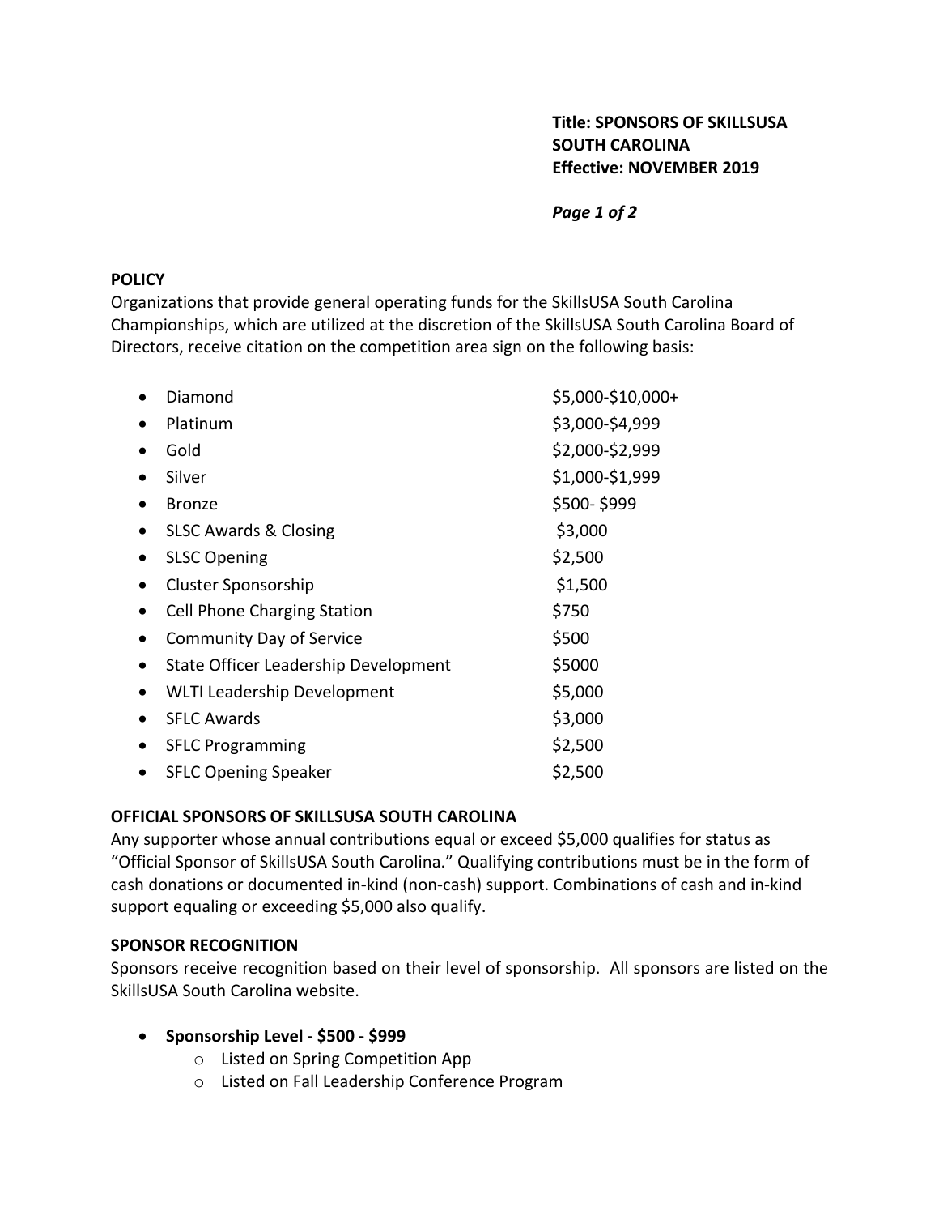**Title: SPONSORS OF SKILLSUSA SOUTH CAROLINA**
**Effective: NOVEMBER 2019**

## POLICY

Organizations that provide general operating funds for the SkillsUSA South Carolina Championships, which are utilized at the discretion of the SkillsUSA South Carolina Board of Directors, receive citation on the competition area sign on the following basis:

| Level | Amount |
|---|---|
| Diamond | $5,000-$10,000+ |
| Platinum | $3,000-$4,999 |
| Gold | $2,000-$2,999 |
| Silver | $1,000-$1,999 |
| Bronze | $500- $999 |
| SLSC Awards & Closing | $3,000 |
| SLSC Opening | $2,500 |
| Cluster Sponsorship | $1,500 |
| Cell Phone Charging Station | $750 |
| Community Day of Service | $500 |
| State Officer Leadership Development | $5000 |
| WLTI Leadership Development | $5,000 |
| SFLC Awards | $3,000 |
| SFLC Programming | $2,500 |
| SFLC Opening Speaker | $2,500 |

## OFFICIAL SPONSORS OF SKILLSUSA SOUTH CAROLINA

Any supporter whose annual contributions equal or exceed $5,000 qualifies for status as "Official Sponsor of SkillsUSA South Carolina." Qualifying contributions must be in the form of cash donations or documented in-kind (non-cash) support. Combinations of cash and in-kind support equaling or exceeding $5,000 also qualify.

## SPONSOR RECOGNITION

Sponsors receive recognition based on their level of sponsorship. All sponsors are listed on the SkillsUSA South Carolina website.

- **Sponsorship Level - $500 - $999**
  - Listed on Spring Competition App
  - Listed on Fall Leadership Conference Program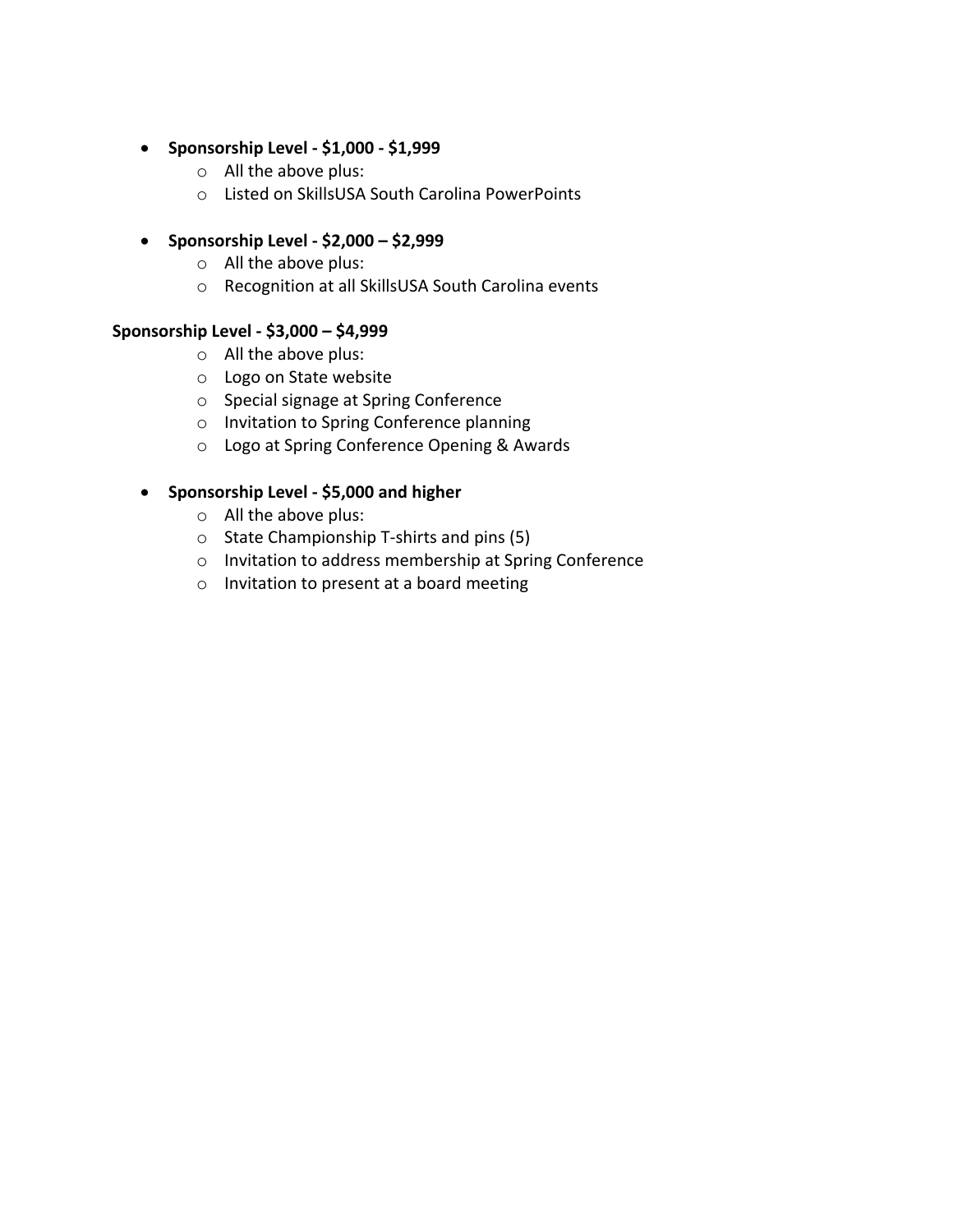- **Sponsorship Level - $1,000 - $1,999**
  - All the above plus:
  - Listed on SkillsUSA South Carolina PowerPoints

- **Sponsorship Level - $2,000 – $2,999**
  - All the above plus:
  - Recognition at all SkillsUSA South Carolina events

**Sponsorship Level - $3,000 – $4,999**
  - All the above plus:
  - Logo on State website
  - Special signage at Spring Conference
  - Invitation to Spring Conference planning
  - Logo at Spring Conference Opening & Awards

- **Sponsorship Level - $5,000 and higher**
  - All the above plus:
  - State Championship T-shirts and pins (5)
  - Invitation to address membership at Spring Conference
  - Invitation to present at a board meeting